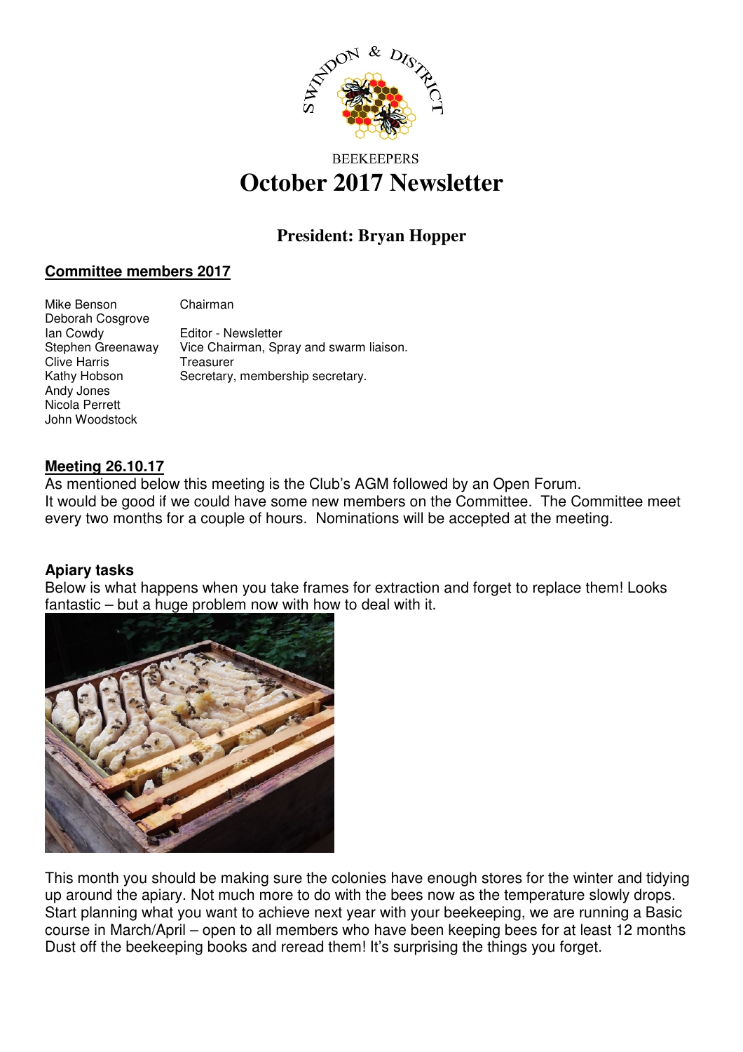SWINDON & DISTRICT BEEKEEPERS

# October 2017 Newsletter

## President: Bryan Hopper

### Committee members 2017

| | |
|---|---|
| Mike Benson | Chairman |
| Deborah Cosgrove | |
| Ian Cowdy | Editor - Newsletter |
| Stephen Greenaway | Vice Chairman, Spray and swarm liaison. |
| Clive Harris | Treasurer |
| Kathy Hobson | Secretary, membership secretary. |
| Andy Jones | |
| Nicola Perrett | |
| John Woodstock | |

### Meeting 26.10.17

As mentioned below this meeting is the Club's AGM followed by an Open Forum.
It would be good if we could have some new members on the Committee. The Committee meet every two months for a couple of hours. Nominations will be accepted at the meeting.

### Apiary tasks

Below is what happens when you take frames for extraction and forget to replace them! Looks fantastic – but a huge problem now with how to deal with it.

This month you should be making sure the colonies have enough stores for the winter and tidying up around the apiary. Not much more to do with the bees now as the temperature slowly drops. Start planning what you want to achieve next year with your beekeeping, we are running a Basic course in March/April – open to all members who have been keeping bees for at least 12 months Dust off the beekeeping books and reread them! It's surprising the things you forget.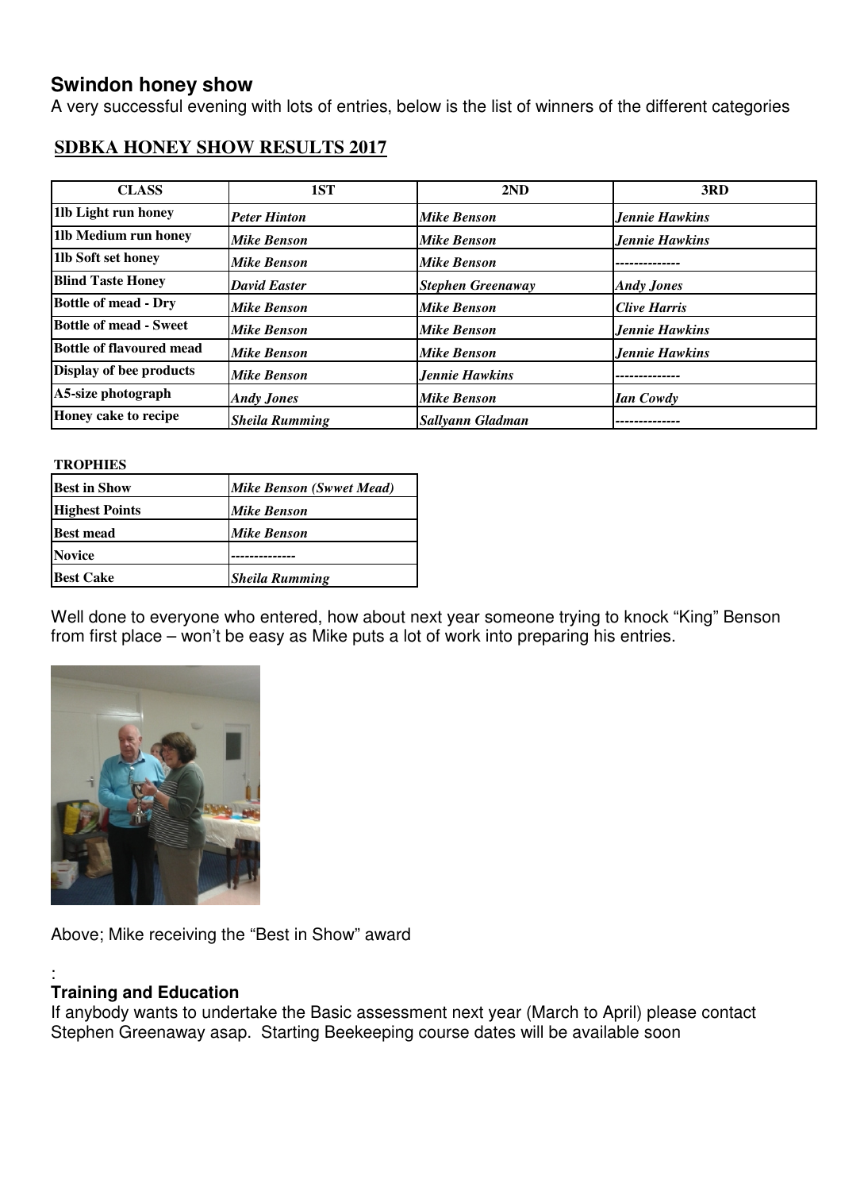## Swindon honey show

A very successful evening with lots of entries, below is the list of winners of the different categories

### SDBKA HONEY SHOW RESULTS 2017

| CLASS | 1ST | 2ND | 3RD |
|---|---|---|---|
| **1lb Light run honey** | *Peter Hinton* | *Mike Benson* | *Jennie Hawkins* |
| **1lb Medium run honey** | *Mike Benson* | *Mike Benson* | *Jennie Hawkins* |
| **1lb Soft set honey** | *Mike Benson* | *Mike Benson* | -------------- |
| **Blind Taste Honey** | *David Easter* | *Stephen Greenaway* | *Andy Jones* |
| **Bottle of mead - Dry** | *Mike Benson* | *Mike Benson* | *Clive Harris* |
| **Bottle of mead - Sweet** | *Mike Benson* | *Mike Benson* | *Jennie Hawkins* |
| **Bottle of flavoured mead** | *Mike Benson* | *Mike Benson* | *Jennie Hawkins* |
| **Display of bee products** | *Mike Benson* | *Jennie Hawkins* | -------------- |
| **A5-size photograph** | *Andy Jones* | *Mike Benson* | *Ian Cowdy* |
| **Honey cake to recipe** | *Sheila Rumming* | *Sallyann Gladman* | -------------- |

**TROPHIES**

| | |
|---|---|
| **Best in Show** | *Mike Benson (Swwet Mead)* |
| **Highest Points** | *Mike Benson* |
| **Best mead** | *Mike Benson* |
| **Novice** | -------------- |
| **Best Cake** | *Sheila Rumming* |

Well done to everyone who entered, how about next year someone trying to knock "King" Benson from first place – won't be easy as Mike puts a lot of work into preparing his entries.

Above; Mike receiving the "Best in Show" award

:

## Training and Education

If anybody wants to undertake the Basic assessment next year (March to April) please contact Stephen Greenaway asap. Starting Beekeeping course dates will be available soon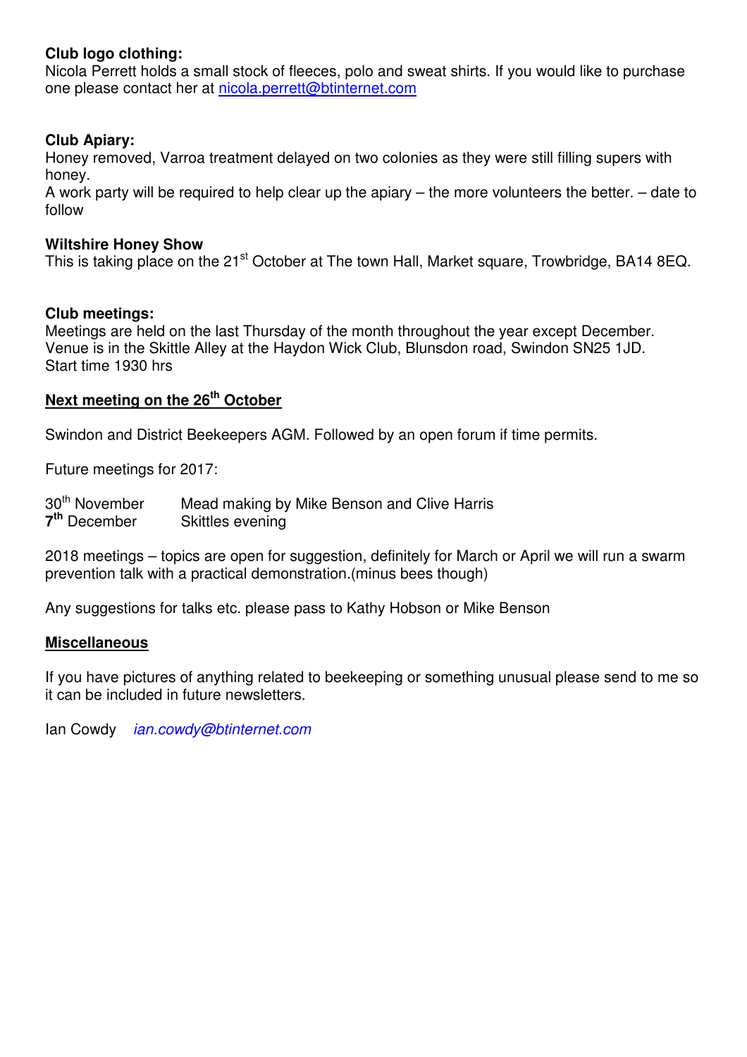**Club logo clothing:**
Nicola Perrett holds a small stock of fleeces, polo and sweat shirts. If you would like to purchase one please contact her at nicola.perrett@btinternet.com

**Club Apiary:**
Honey removed, Varroa treatment delayed on two colonies as they were still filling supers with honey.
A work party will be required to help clear up the apiary – the more volunteers the better. – date to follow

**Wiltshire Honey Show**
This is taking place on the 21st October at The town Hall, Market square, Trowbridge, BA14 8EQ.

**Club meetings:**
Meetings are held on the last Thursday of the month throughout the year except December.
Venue is in the Skittle Alley at the Haydon Wick Club, Blunsdon road, Swindon SN25 1JD.
Start time 1930 hrs

**<u>Next meeting on the 26th October</u>**

Swindon and District Beekeepers AGM. Followed by an open forum if time permits.

Future meetings for 2017:

30th November    Mead making by Mike Benson and Clive Harris
**7th** December    Skittles evening

2018 meetings – topics are open for suggestion, definitely for March or April we will run a swarm prevention talk with a practical demonstration.(minus bees though)

Any suggestions for talks etc. please pass to Kathy Hobson or Mike Benson

**<u>Miscellaneous</u>**

If you have pictures of anything related to beekeeping or something unusual please send to me so it can be included in future newsletters.

Ian Cowdy    *ian.cowdy@btinternet.com*